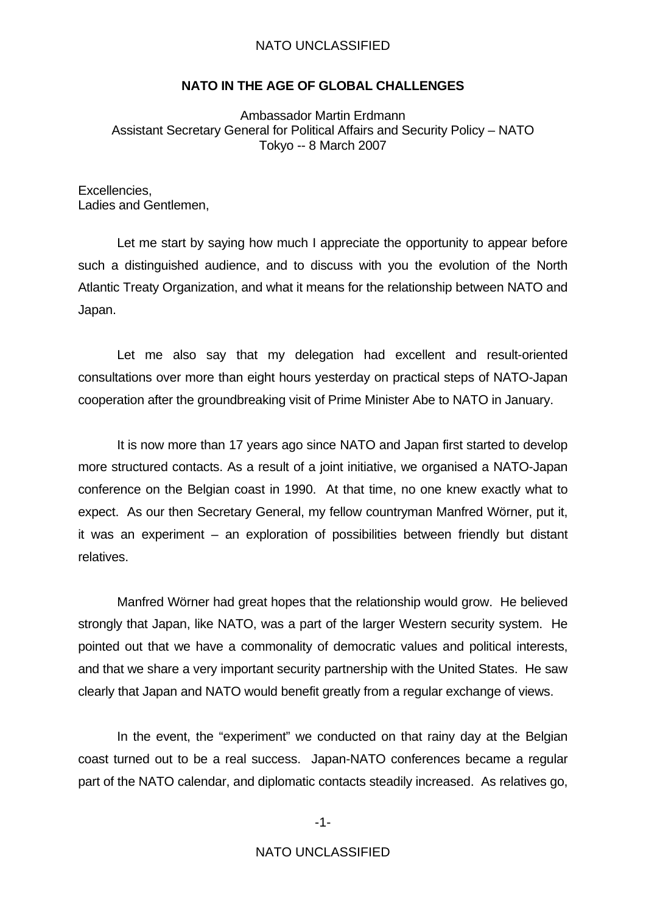# NATO IN THE AGE OF GLOBAL CHALLENGES

Ambassador Martin Erdmann
Assistant Secretary General for Political Affairs and Security Policy – NATO
Tokyo -- 8 March 2007

Excellencies,
Ladies and Gentlemen,

Let me start by saying how much I appreciate the opportunity to appear before such a distinguished audience, and to discuss with you the evolution of the North Atlantic Treaty Organization, and what it means for the relationship between NATO and Japan.

Let me also say that my delegation had excellent and result-oriented consultations over more than eight hours yesterday on practical steps of NATO-Japan cooperation after the groundbreaking visit of Prime Minister Abe to NATO in January.

It is now more than 17 years ago since NATO and Japan first started to develop more structured contacts. As a result of a joint initiative, we organised a NATO-Japan conference on the Belgian coast in 1990. At that time, no one knew exactly what to expect. As our then Secretary General, my fellow countryman Manfred Wörner, put it, it was an experiment – an exploration of possibilities between friendly but distant relatives.

Manfred Wörner had great hopes that the relationship would grow. He believed strongly that Japan, like NATO, was a part of the larger Western security system. He pointed out that we have a commonality of democratic values and political interests, and that we share a very important security partnership with the United States. He saw clearly that Japan and NATO would benefit greatly from a regular exchange of views.

In the event, the "experiment" we conducted on that rainy day at the Belgian coast turned out to be a real success. Japan-NATO conferences became a regular part of the NATO calendar, and diplomatic contacts steadily increased. As relatives go,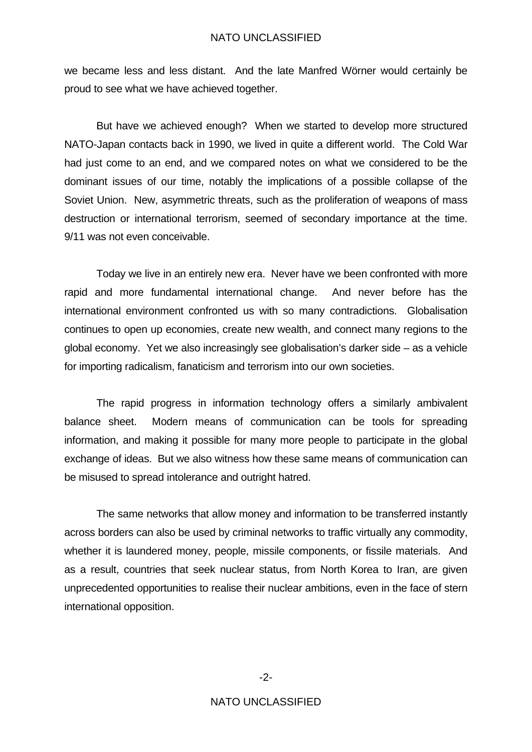we became less and less distant. And the late Manfred Wörner would certainly be proud to see what we have achieved together.

But have we achieved enough? When we started to develop more structured NATO-Japan contacts back in 1990, we lived in quite a different world. The Cold War had just come to an end, and we compared notes on what we considered to be the dominant issues of our time, notably the implications of a possible collapse of the Soviet Union. New, asymmetric threats, such as the proliferation of weapons of mass destruction or international terrorism, seemed of secondary importance at the time. 9/11 was not even conceivable.

Today we live in an entirely new era. Never have we been confronted with more rapid and more fundamental international change. And never before has the international environment confronted us with so many contradictions. Globalisation continues to open up economies, create new wealth, and connect many regions to the global economy. Yet we also increasingly see globalisation's darker side – as a vehicle for importing radicalism, fanaticism and terrorism into our own societies.

The rapid progress in information technology offers a similarly ambivalent balance sheet. Modern means of communication can be tools for spreading information, and making it possible for many more people to participate in the global exchange of ideas. But we also witness how these same means of communication can be misused to spread intolerance and outright hatred.

The same networks that allow money and information to be transferred instantly across borders can also be used by criminal networks to traffic virtually any commodity, whether it is laundered money, people, missile components, or fissile materials. And as a result, countries that seek nuclear status, from North Korea to Iran, are given unprecedented opportunities to realise their nuclear ambitions, even in the face of stern international opposition.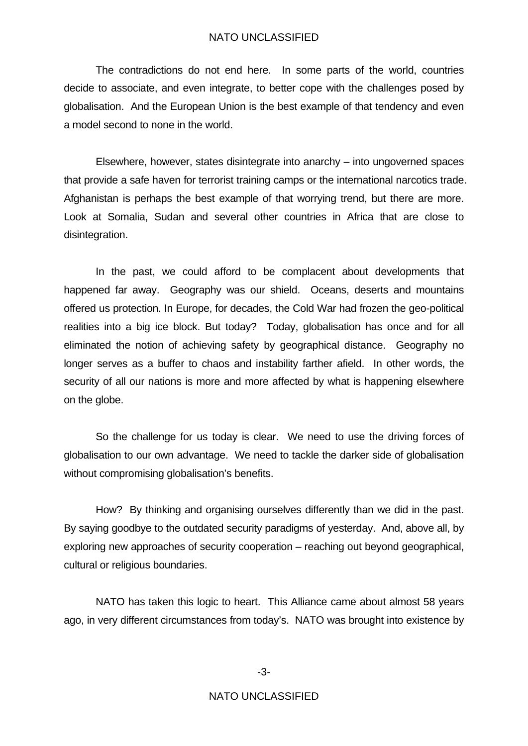The contradictions do not end here. In some parts of the world, countries decide to associate, and even integrate, to better cope with the challenges posed by globalisation. And the European Union is the best example of that tendency and even a model second to none in the world.

Elsewhere, however, states disintegrate into anarchy – into ungoverned spaces that provide a safe haven for terrorist training camps or the international narcotics trade. Afghanistan is perhaps the best example of that worrying trend, but there are more. Look at Somalia, Sudan and several other countries in Africa that are close to disintegration.

In the past, we could afford to be complacent about developments that happened far away. Geography was our shield. Oceans, deserts and mountains offered us protection. In Europe, for decades, the Cold War had frozen the geo-political realities into a big ice block. But today? Today, globalisation has once and for all eliminated the notion of achieving safety by geographical distance. Geography no longer serves as a buffer to chaos and instability farther afield. In other words, the security of all our nations is more and more affected by what is happening elsewhere on the globe.

So the challenge for us today is clear. We need to use the driving forces of globalisation to our own advantage. We need to tackle the darker side of globalisation without compromising globalisation's benefits.

How? By thinking and organising ourselves differently than we did in the past. By saying goodbye to the outdated security paradigms of yesterday. And, above all, by exploring new approaches of security cooperation – reaching out beyond geographical, cultural or religious boundaries.

NATO has taken this logic to heart. This Alliance came about almost 58 years ago, in very different circumstances from today's. NATO was brought into existence by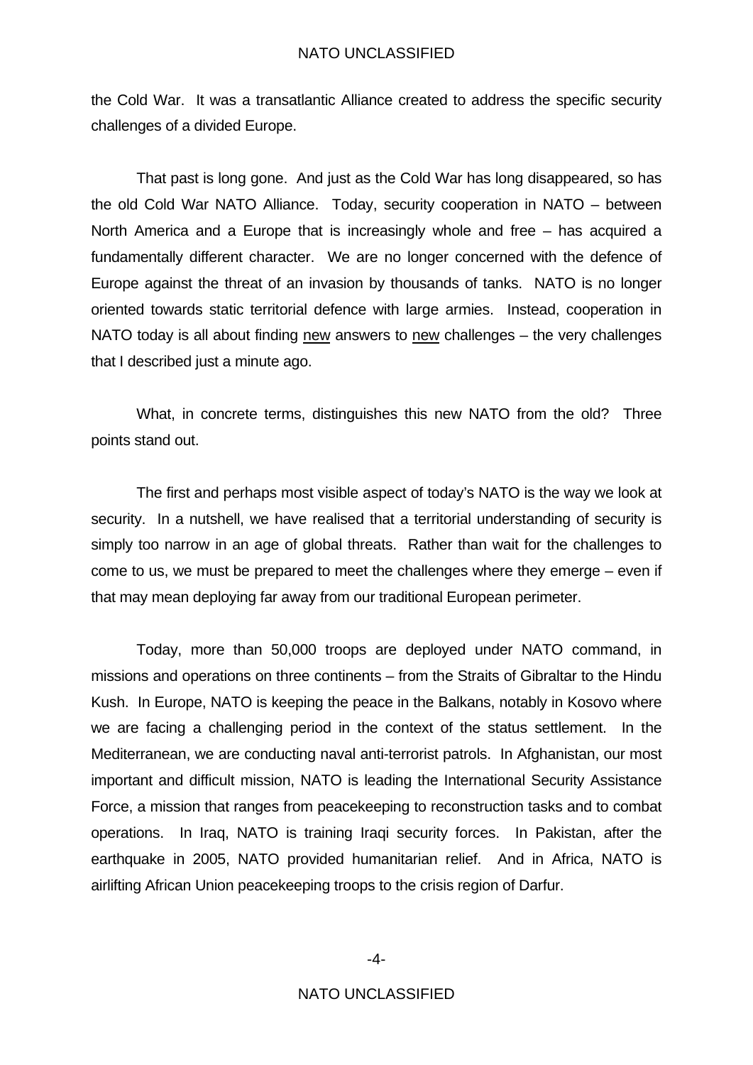the Cold War. It was a transatlantic Alliance created to address the specific security challenges of a divided Europe.

That past is long gone. And just as the Cold War has long disappeared, so has the old Cold War NATO Alliance. Today, security cooperation in NATO – between North America and a Europe that is increasingly whole and free – has acquired a fundamentally different character. We are no longer concerned with the defence of Europe against the threat of an invasion by thousands of tanks. NATO is no longer oriented towards static territorial defence with large armies. Instead, cooperation in NATO today is all about finding <u>new</u> answers to <u>new</u> challenges – the very challenges that I described just a minute ago.

What, in concrete terms, distinguishes this new NATO from the old? Three points stand out.

The first and perhaps most visible aspect of today's NATO is the way we look at security. In a nutshell, we have realised that a territorial understanding of security is simply too narrow in an age of global threats. Rather than wait for the challenges to come to us, we must be prepared to meet the challenges where they emerge – even if that may mean deploying far away from our traditional European perimeter.

Today, more than 50,000 troops are deployed under NATO command, in missions and operations on three continents – from the Straits of Gibraltar to the Hindu Kush. In Europe, NATO is keeping the peace in the Balkans, notably in Kosovo where we are facing a challenging period in the context of the status settlement. In the Mediterranean, we are conducting naval anti-terrorist patrols. In Afghanistan, our most important and difficult mission, NATO is leading the International Security Assistance Force, a mission that ranges from peacekeeping to reconstruction tasks and to combat operations. In Iraq, NATO is training Iraqi security forces. In Pakistan, after the earthquake in 2005, NATO provided humanitarian relief. And in Africa, NATO is airlifting African Union peacekeeping troops to the crisis region of Darfur.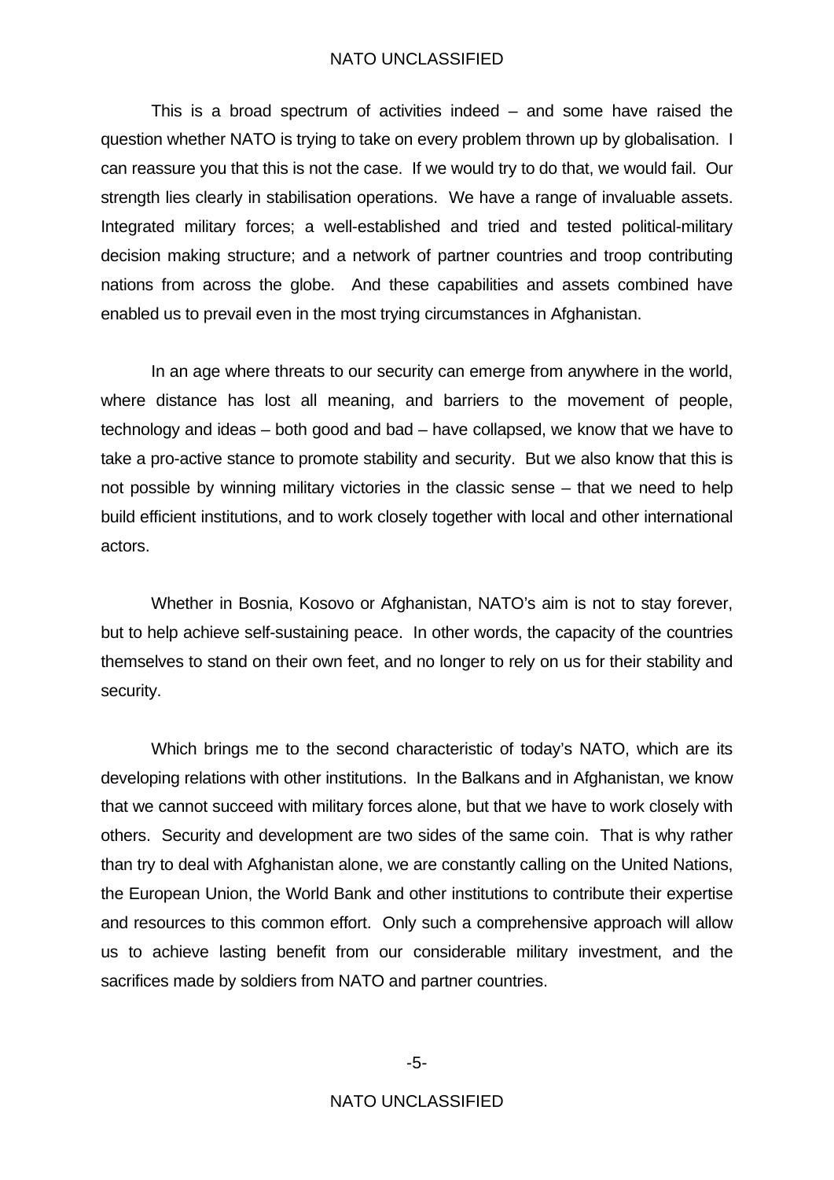This is a broad spectrum of activities indeed – and some have raised the question whether NATO is trying to take on every problem thrown up by globalisation. I can reassure you that this is not the case. If we would try to do that, we would fail. Our strength lies clearly in stabilisation operations. We have a range of invaluable assets. Integrated military forces; a well-established and tried and tested political-military decision making structure; and a network of partner countries and troop contributing nations from across the globe. And these capabilities and assets combined have enabled us to prevail even in the most trying circumstances in Afghanistan.

In an age where threats to our security can emerge from anywhere in the world, where distance has lost all meaning, and barriers to the movement of people, technology and ideas – both good and bad – have collapsed, we know that we have to take a pro-active stance to promote stability and security. But we also know that this is not possible by winning military victories in the classic sense – that we need to help build efficient institutions, and to work closely together with local and other international actors.

Whether in Bosnia, Kosovo or Afghanistan, NATO's aim is not to stay forever, but to help achieve self-sustaining peace. In other words, the capacity of the countries themselves to stand on their own feet, and no longer to rely on us for their stability and security.

Which brings me to the second characteristic of today's NATO, which are its developing relations with other institutions. In the Balkans and in Afghanistan, we know that we cannot succeed with military forces alone, but that we have to work closely with others. Security and development are two sides of the same coin. That is why rather than try to deal with Afghanistan alone, we are constantly calling on the United Nations, the European Union, the World Bank and other institutions to contribute their expertise and resources to this common effort. Only such a comprehensive approach will allow us to achieve lasting benefit from our considerable military investment, and the sacrifices made by soldiers from NATO and partner countries.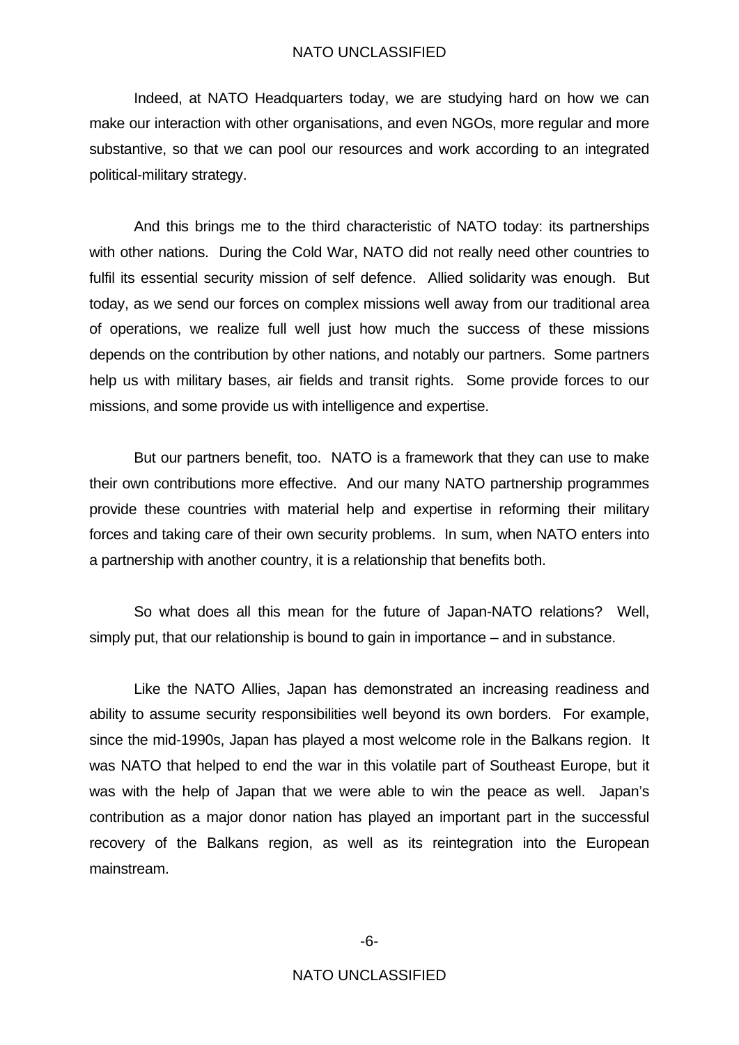Indeed, at NATO Headquarters today, we are studying hard on how we can make our interaction with other organisations, and even NGOs, more regular and more substantive, so that we can pool our resources and work according to an integrated political-military strategy.

And this brings me to the third characteristic of NATO today: its partnerships with other nations. During the Cold War, NATO did not really need other countries to fulfil its essential security mission of self defence. Allied solidarity was enough. But today, as we send our forces on complex missions well away from our traditional area of operations, we realize full well just how much the success of these missions depends on the contribution by other nations, and notably our partners. Some partners help us with military bases, air fields and transit rights. Some provide forces to our missions, and some provide us with intelligence and expertise.

But our partners benefit, too. NATO is a framework that they can use to make their own contributions more effective. And our many NATO partnership programmes provide these countries with material help and expertise in reforming their military forces and taking care of their own security problems. In sum, when NATO enters into a partnership with another country, it is a relationship that benefits both.

So what does all this mean for the future of Japan-NATO relations? Well, simply put, that our relationship is bound to gain in importance – and in substance.

Like the NATO Allies, Japan has demonstrated an increasing readiness and ability to assume security responsibilities well beyond its own borders. For example, since the mid-1990s, Japan has played a most welcome role in the Balkans region. It was NATO that helped to end the war in this volatile part of Southeast Europe, but it was with the help of Japan that we were able to win the peace as well. Japan's contribution as a major donor nation has played an important part in the successful recovery of the Balkans region, as well as its reintegration into the European mainstream.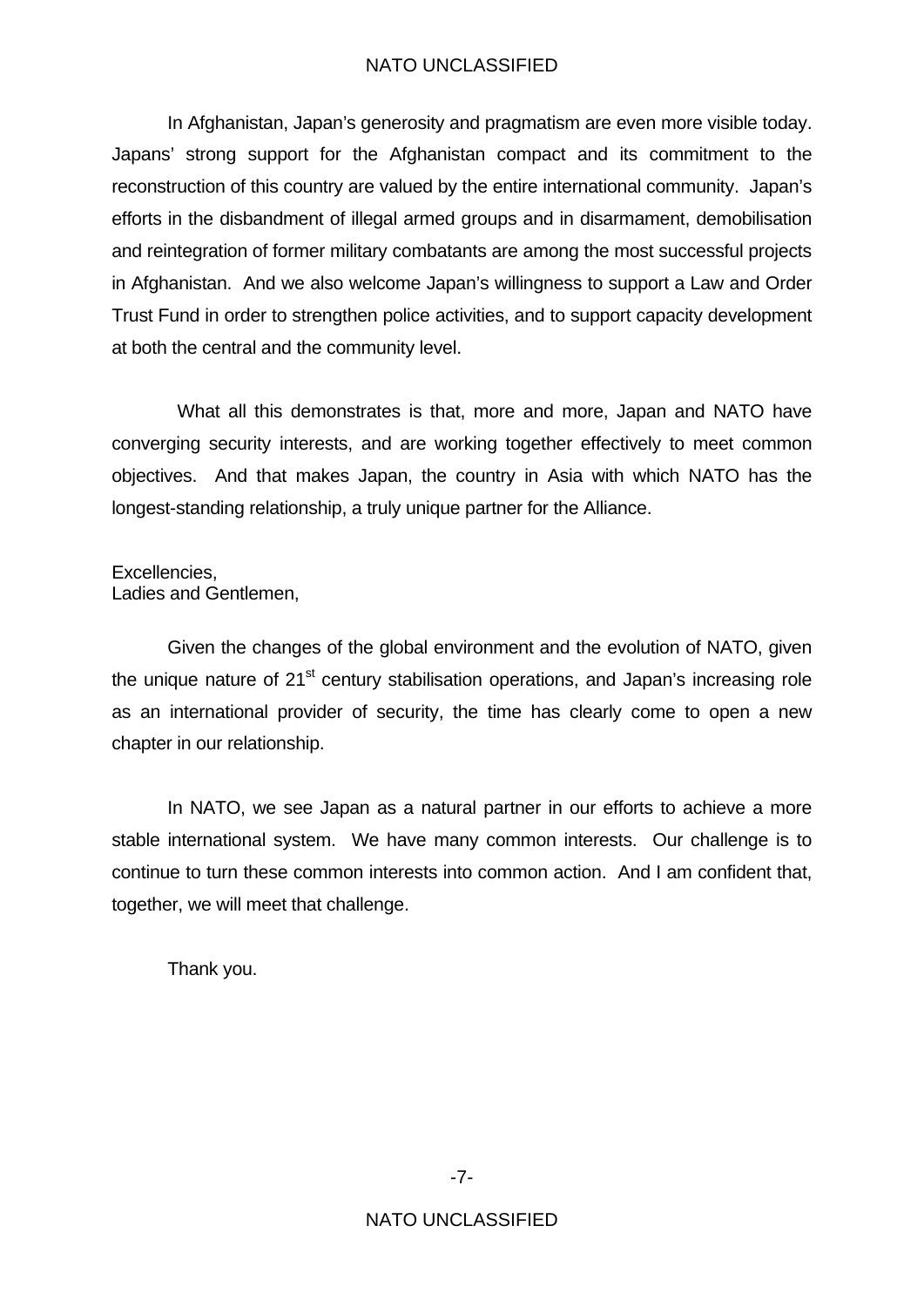In Afghanistan, Japan's generosity and pragmatism are even more visible today. Japans' strong support for the Afghanistan compact and its commitment to the reconstruction of this country are valued by the entire international community. Japan's efforts in the disbandment of illegal armed groups and in disarmament, demobilisation and reintegration of former military combatants are among the most successful projects in Afghanistan. And we also welcome Japan's willingness to support a Law and Order Trust Fund in order to strengthen police activities, and to support capacity development at both the central and the community level.

What all this demonstrates is that, more and more, Japan and NATO have converging security interests, and are working together effectively to meet common objectives. And that makes Japan, the country in Asia with which NATO has the longest-standing relationship, a truly unique partner for the Alliance.

Excellencies,
Ladies and Gentlemen,

Given the changes of the global environment and the evolution of NATO, given the unique nature of 21st century stabilisation operations, and Japan's increasing role as an international provider of security, the time has clearly come to open a new chapter in our relationship.

In NATO, we see Japan as a natural partner in our efforts to achieve a more stable international system. We have many common interests. Our challenge is to continue to turn these common interests into common action. And I am confident that, together, we will meet that challenge.

Thank you.